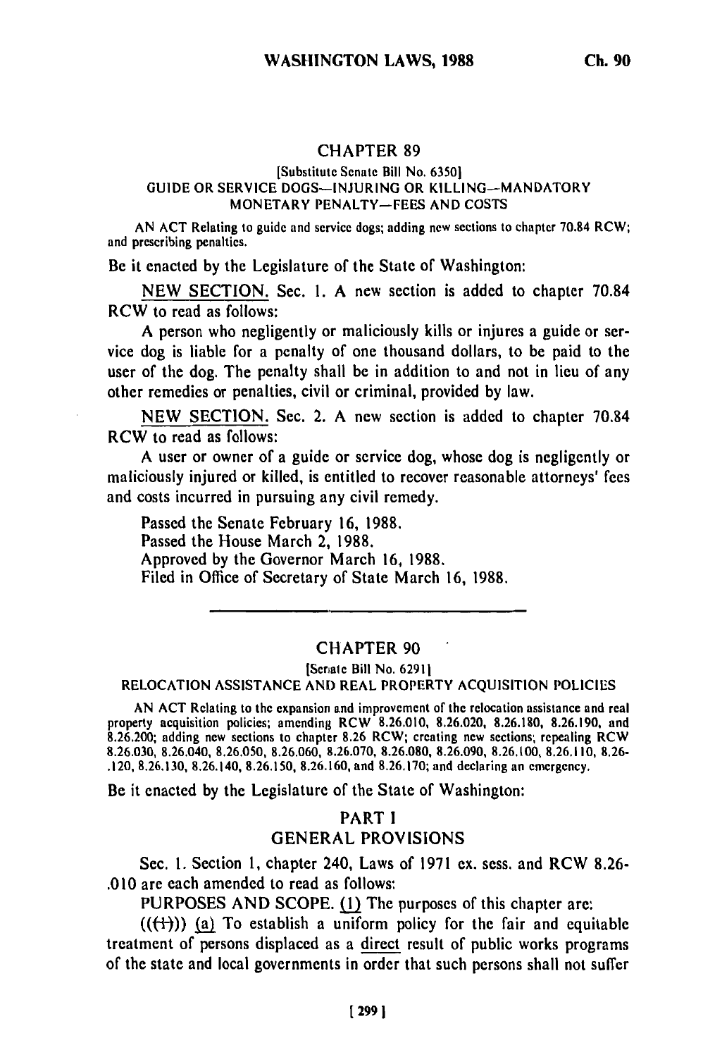## CHAPTER 89

[Substitute Senate Bill No. 6350]

GUIDE OR SERVICE DOGS—INJURING OR KILLING—MANDATORY MONETARY PENALTY—FEES AND COSTS

AN ACT Relating to guide and service dogs; adding new sections to chapter 70.84 RCW; and prescribing penalties.

Be it enacted by the Legislature of the State of Washington:

NEW SECTION. Sec. 1. A new section is added to chapter 70.84 RCW to read as follows:

A person who negligently or maliciously kills or injures a guide or service dog is liable for a penalty of one thousand dollars, to be paid to the user of the dog. The penalty shall be in addition to and not in lieu of any other remedies or penalties, civil or criminal, provided by law.

NEW SECTION. Sec. 2. A new section is added to chapter 70.84 RCW to read as follows:

A user or owner of a guide or service dog, whose dog is negligently or maliciously injured or killed, is entitled to recover reasonable attorneys' fees and costs incurred in pursuing any civil remedy.

Passed the Senate February 16, 1988.
Passed the House March 2, 1988.
Approved by the Governor March 16, 1988.
Filed in Office of Secretary of State March 16, 1988.

---

## CHAPTER 90

[Senate Bill No. 6291]

RELOCATION ASSISTANCE AND REAL PROPERTY ACQUISITION POLICIES

AN ACT Relating to the expansion and improvement of the relocation assistance and real property acquisition policies; amending RCW 8.26.010, 8.26.020, 8.26.180, 8.26.190, and 8.26.200; adding new sections to chapter 8.26 RCW; creating new sections; repealing RCW 8.26.030, 8.26.040, 8.26.050, 8.26.060, 8.26.070, 8.26.080, 8.26.090, 8.26.100, 8.26.110, 8.26-.120, 8.26.130, 8.26.140, 8.26.150, 8.26.160, and 8.26.170; and declaring an emergency.

Be it enacted by the Legislature of the State of Washington:

### PART I
### GENERAL PROVISIONS

Sec. 1. Section 1, chapter 240, Laws of 1971 ex. sess. and RCW 8.26-.010 are each amended to read as follows:

PURPOSES AND SCOPE. (1) The purposes of this chapter are:

(((1))) (a) To establish a uniform policy for the fair and equitable treatment of persons displaced as a direct result of public works programs of the state and local governments in order that such persons shall not suffer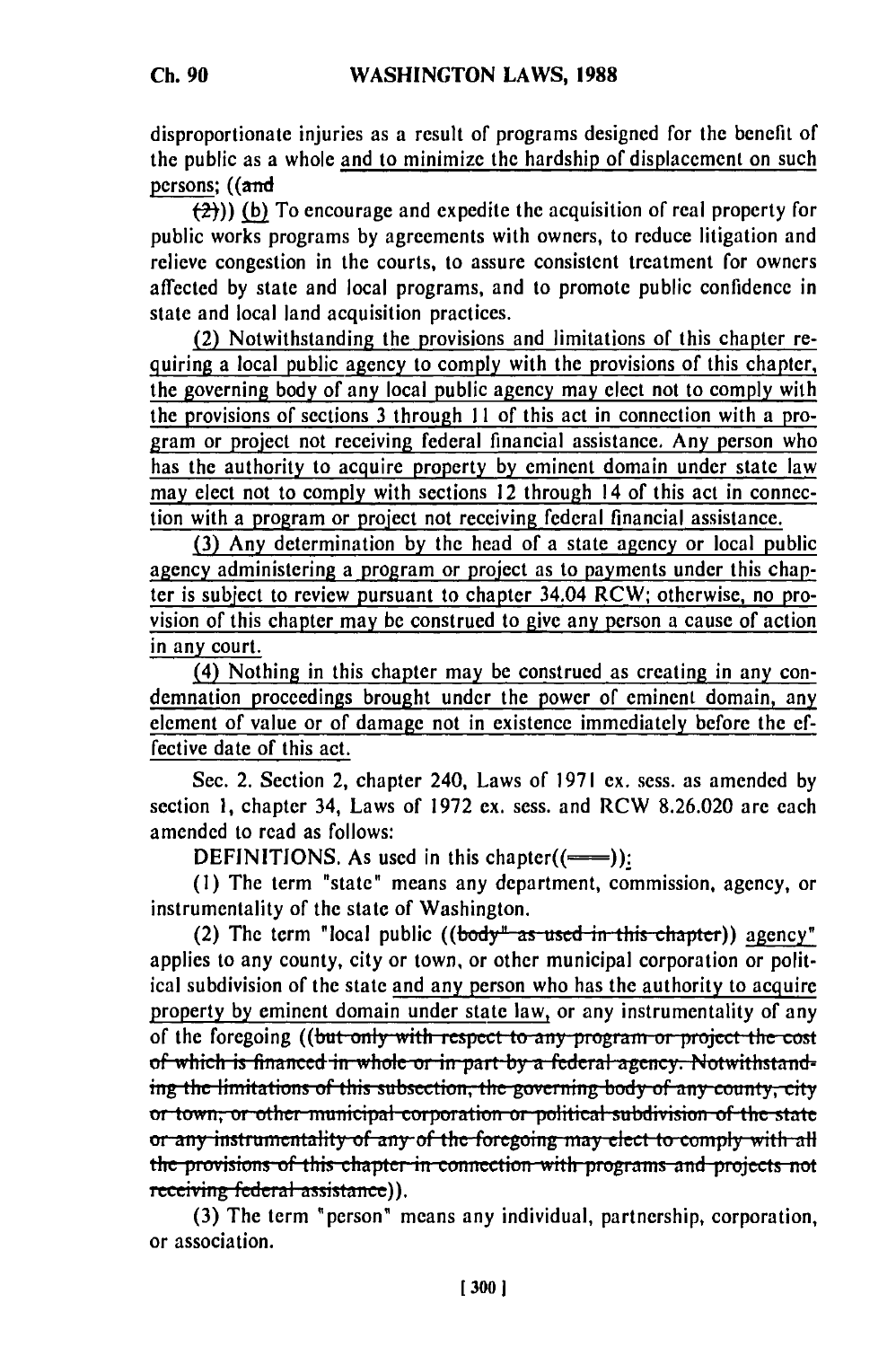disproportionate injuries as a result of programs designed for the benefit of the public as a whole and to minimize the hardship of displacement on such persons; ((~~and~~

~~(2)~~)) (b) To encourage and expedite the acquisition of real property for public works programs by agreements with owners, to reduce litigation and relieve congestion in the courts, to assure consistent treatment for owners affected by state and local programs, and to promote public confidence in state and local land acquisition practices.

(2) Notwithstanding the provisions and limitations of this chapter requiring a local public agency to comply with the provisions of this chapter, the governing body of any local public agency may elect not to comply with the provisions of sections 3 through 11 of this act in connection with a program or project not receiving federal financial assistance. Any person who has the authority to acquire property by eminent domain under state law may elect not to comply with sections 12 through 14 of this act in connection with a program or project not receiving federal financial assistance.

(3) Any determination by the head of a state agency or local public agency administering a program or project as to payments under this chapter is subject to review pursuant to chapter 34.04 RCW; otherwise, no provision of this chapter may be construed to give any person a cause of action in any court.

(4) Nothing in this chapter may be construed as creating in any condemnation proceedings brought under the power of eminent domain, any element of value or of damage not in existence immediately before the effective date of this act.

Sec. 2. Section 2, chapter 240, Laws of 1971 ex. sess. as amended by section 1, chapter 34, Laws of 1972 ex. sess. and RCW 8.26.020 are each amended to read as follows:

DEFINITIONS. As used in this chapter((~~—~~)):

(1) The term "state" means any department, commission, agency, or instrumentality of the state of Washington.

(2) The term "local public ((~~body" as used in this chapter~~)) agency" applies to any county, city or town, or other municipal corporation or political subdivision of the state and any person who has the authority to acquire property by eminent domain under state law, or any instrumentality of any of the foregoing ((~~but only with respect to any program or project the cost of which is financed in whole or in part by a federal agency. Notwithstanding the limitations of this subsection, the governing body of any county, city or town, or other municipal corporation or political subdivision of the state or any instrumentality of any of the foregoing may elect to comply with all the provisions of this chapter in connection with programs and projects not receiving federal assistance~~)).

(3) The term "person" means any individual, partnership, corporation, or association.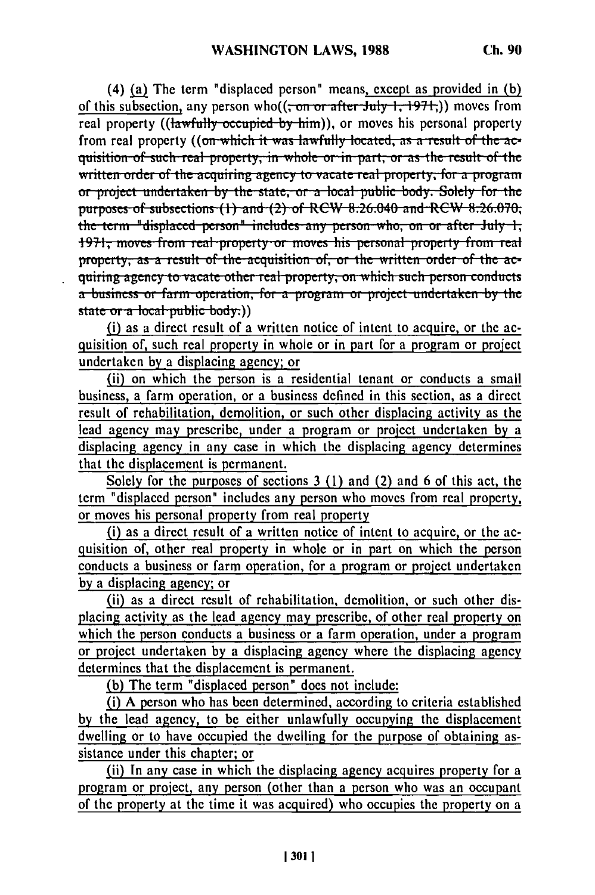(4) (a) The term "displaced person" means, except as provided in (b) of this subsection, any person who((, on or after July 1, 1971,)) moves from real property ((lawfully occupied by him)), or moves his personal property from real property ((on which it was lawfully located, as a result of the acquisition of such real property, in whole or in part, or as the result of the written order of the acquiring agency to vacate real property, for a program or project undertaken by the state, or a local public body. Solely for the purposes of subsections (1) and (2) of RCW 8.26.040 and RCW 8.26.070, the term "displaced person" includes any person who, on or after July 1, 1971, moves from real property or moves his personal property from real property, as a result of the acquisition of, or the written order of the acquiring agency to vacate other real property, on which such person conducts a business or farm operation, for a program or project undertaken by the state or a local public body.))

(i) as a direct result of a written notice of intent to acquire, or the acquisition of, such real property in whole or in part for a program or project undertaken by a displacing agency; or

(ii) on which the person is a residential tenant or conducts a small business, a farm operation, or a business defined in this section, as a direct result of rehabilitation, demolition, or such other displacing activity as the lead agency may prescribe, under a program or project undertaken by a displacing agency in any case in which the displacing agency determines that the displacement is permanent.

Solely for the purposes of sections 3 (1) and (2) and 6 of this act, the term "displaced person" includes any person who moves from real property, or moves his personal property from real property

(i) as a direct result of a written notice of intent to acquire, or the acquisition of, other real property in whole or in part on which the person conducts a business or farm operation, for a program or project undertaken by a displacing agency; or

(ii) as a direct result of rehabilitation, demolition, or such other displacing activity as the lead agency may prescribe, of other real property on which the person conducts a business or a farm operation, under a program or project undertaken by a displacing agency where the displacing agency determines that the displacement is permanent.

(b) The term "displaced person" does not include:

(i) A person who has been determined, according to criteria established by the lead agency, to be either unlawfully occupying the displacement dwelling or to have occupied the dwelling for the purpose of obtaining assistance under this chapter; or

(ii) In any case in which the displacing agency acquires property for a program or project, any person (other than a person who was an occupant of the property at the time it was acquired) who occupies the property on a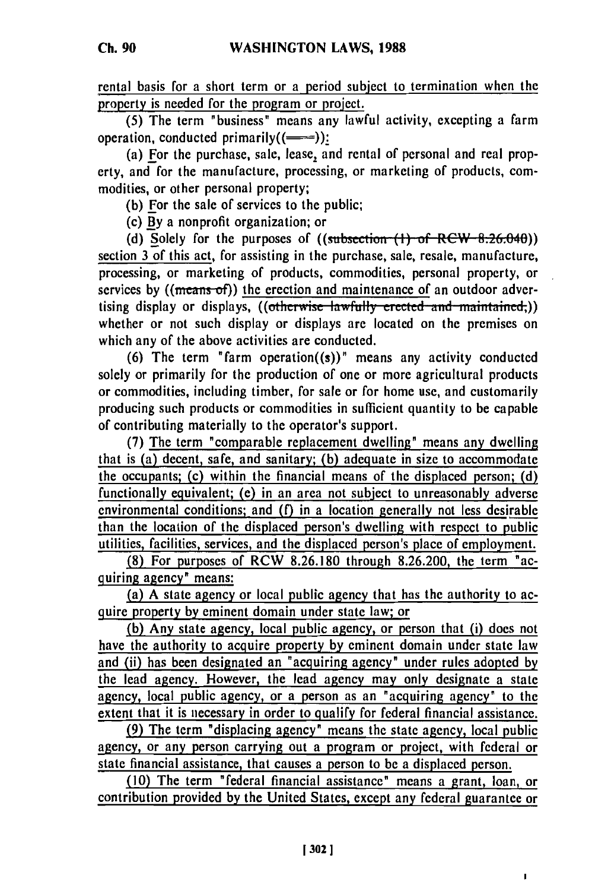rental basis for a short term or a period subject to termination when the property is needed for the program or project.

(5) The term "business" means any lawful activity, excepting a farm operation, conducted primarily((—)):

(a) For the purchase, sale, lease, and rental of personal and real property, and for the manufacture, processing, or marketing of products, commodities, or other personal property;

(b) For the sale of services to the public;

(c) By a nonprofit organization; or

(d) Solely for the purposes of ((~~subsection (1) of RCW 8.26.040~~)) section 3 of this act, for assisting in the purchase, sale, resale, manufacture, processing, or marketing of products, commodities, personal property, or services by ((~~means of~~)) the erection and maintenance of an outdoor advertising display or displays, ((~~otherwise lawfully erected and maintained,~~)) whether or not such display or displays are located on the premises on which any of the above activities are conducted.

(6) The term "farm operation((s))" means any activity conducted solely or primarily for the production of one or more agricultural products or commodities, including timber, for sale or for home use, and customarily producing such products or commodities in sufficient quantity to be capable of contributing materially to the operator's support.

(7) The term "comparable replacement dwelling" means any dwelling that is (a) decent, safe, and sanitary; (b) adequate in size to accommodate the occupants; (c) within the financial means of the displaced person; (d) functionally equivalent; (e) in an area not subject to unreasonably adverse environmental conditions; and (f) in a location generally not less desirable than the location of the displaced person's dwelling with respect to public utilities, facilities, services, and the displaced person's place of employment.

(8) For purposes of RCW 8.26.180 through 8.26.200, the term "acquiring agency" means:

(a) A state agency or local public agency that has the authority to acquire property by eminent domain under state law; or

(b) Any state agency, local public agency, or person that (i) does not have the authority to acquire property by eminent domain under state law and (ii) has been designated an "acquiring agency" under rules adopted by the lead agency. However, the lead agency may only designate a state agency, local public agency, or a person as an "acquiring agency" to the extent that it is necessary in order to qualify for federal financial assistance.

(9) The term "displacing agency" means the state agency, local public agency, or any person carrying out a program or project, with federal or state financial assistance, that causes a person to be a displaced person.

(10) The term "federal financial assistance" means a grant, loan, or contribution provided by the United States, except any federal guarantee or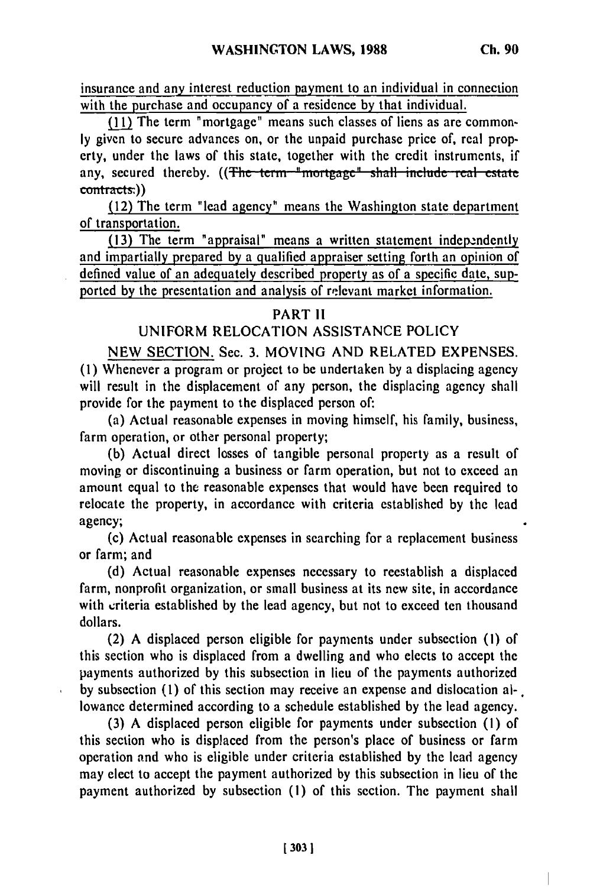insurance and any interest reduction payment to an individual in connection with the purchase and occupancy of a residence by that individual.

(11) The term "mortgage" means such classes of liens as are commonly given to secure advances on, or the unpaid purchase price of, real property, under the laws of this state, together with the credit instruments, if any, secured thereby. ((~~The term "mortgage" shall include real estate contracts.~~))

(12) The term "lead agency" means the Washington state department of transportation.

(13) The term "appraisal" means a written statement independently and impartially prepared by a qualified appraiser setting forth an opinion of defined value of an adequately described property as of a specific date, supported by the presentation and analysis of relevant market information.

## PART II

## UNIFORM RELOCATION ASSISTANCE POLICY

NEW SECTION. Sec. 3. MOVING AND RELATED EXPENSES. (1) Whenever a program or project to be undertaken by a displacing agency will result in the displacement of any person, the displacing agency shall provide for the payment to the displaced person of:

(a) Actual reasonable expenses in moving himself, his family, business, farm operation, or other personal property;

(b) Actual direct losses of tangible personal property as a result of moving or discontinuing a business or farm operation, but not to exceed an amount equal to the reasonable expenses that would have been required to relocate the property, in accordance with criteria established by the lead agency;

(c) Actual reasonable expenses in searching for a replacement business or farm; and

(d) Actual reasonable expenses necessary to reestablish a displaced farm, nonprofit organization, or small business at its new site, in accordance with criteria established by the lead agency, but not to exceed ten thousand dollars.

(2) A displaced person eligible for payments under subsection (1) of this section who is displaced from a dwelling and who elects to accept the payments authorized by this subsection in lieu of the payments authorized by subsection (1) of this section may receive an expense and dislocation allowance determined according to a schedule established by the lead agency.

(3) A displaced person eligible for payments under subsection (1) of this section who is displaced from the person's place of business or farm operation and who is eligible under criteria established by the lead agency may elect to accept the payment authorized by this subsection in lieu of the payment authorized by subsection (1) of this section. The payment shall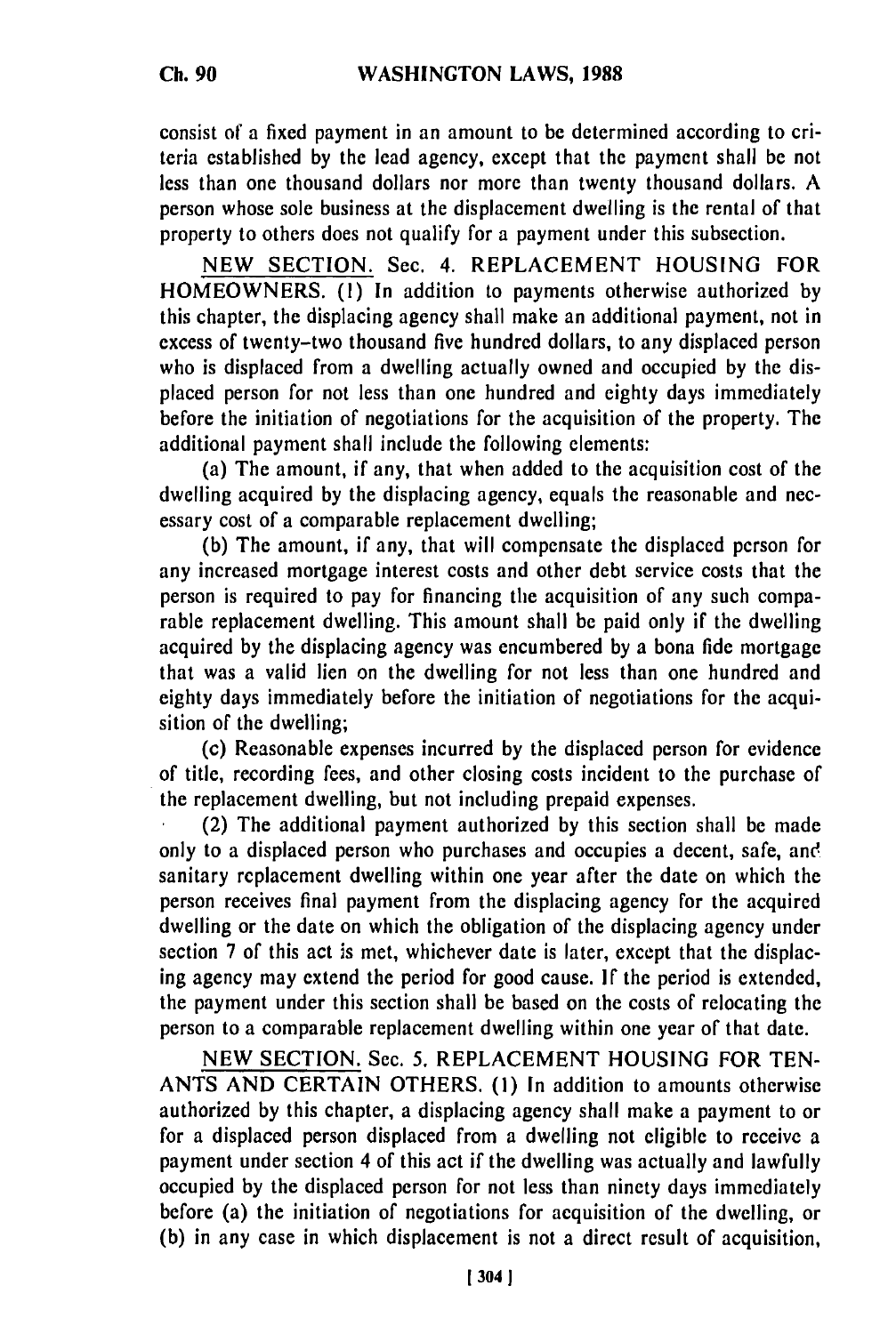consist of a fixed payment in an amount to be determined according to criteria established by the lead agency, except that the payment shall be not less than one thousand dollars nor more than twenty thousand dollars. A person whose sole business at the displacement dwelling is the rental of that property to others does not qualify for a payment under this subsection.

NEW SECTION. Sec. 4. REPLACEMENT HOUSING FOR HOMEOWNERS. (1) In addition to payments otherwise authorized by this chapter, the displacing agency shall make an additional payment, not in excess of twenty-two thousand five hundred dollars, to any displaced person who is displaced from a dwelling actually owned and occupied by the displaced person for not less than one hundred and eighty days immediately before the initiation of negotiations for the acquisition of the property. The additional payment shall include the following elements:

(a) The amount, if any, that when added to the acquisition cost of the dwelling acquired by the displacing agency, equals the reasonable and necessary cost of a comparable replacement dwelling;

(b) The amount, if any, that will compensate the displaced person for any increased mortgage interest costs and other debt service costs that the person is required to pay for financing the acquisition of any such comparable replacement dwelling. This amount shall be paid only if the dwelling acquired by the displacing agency was encumbered by a bona fide mortgage that was a valid lien on the dwelling for not less than one hundred and eighty days immediately before the initiation of negotiations for the acquisition of the dwelling;

(c) Reasonable expenses incurred by the displaced person for evidence of title, recording fees, and other closing costs incident to the purchase of the replacement dwelling, but not including prepaid expenses.

(2) The additional payment authorized by this section shall be made only to a displaced person who purchases and occupies a decent, safe, and sanitary replacement dwelling within one year after the date on which the person receives final payment from the displacing agency for the acquired dwelling or the date on which the obligation of the displacing agency under section 7 of this act is met, whichever date is later, except that the displacing agency may extend the period for good cause. If the period is extended, the payment under this section shall be based on the costs of relocating the person to a comparable replacement dwelling within one year of that date.

NEW SECTION. Sec. 5. REPLACEMENT HOUSING FOR TENANTS AND CERTAIN OTHERS. (1) In addition to amounts otherwise authorized by this chapter, a displacing agency shall make a payment to or for a displaced person displaced from a dwelling not eligible to receive a payment under section 4 of this act if the dwelling was actually and lawfully occupied by the displaced person for not less than ninety days immediately before (a) the initiation of negotiations for acquisition of the dwelling, or (b) in any case in which displacement is not a direct result of acquisition,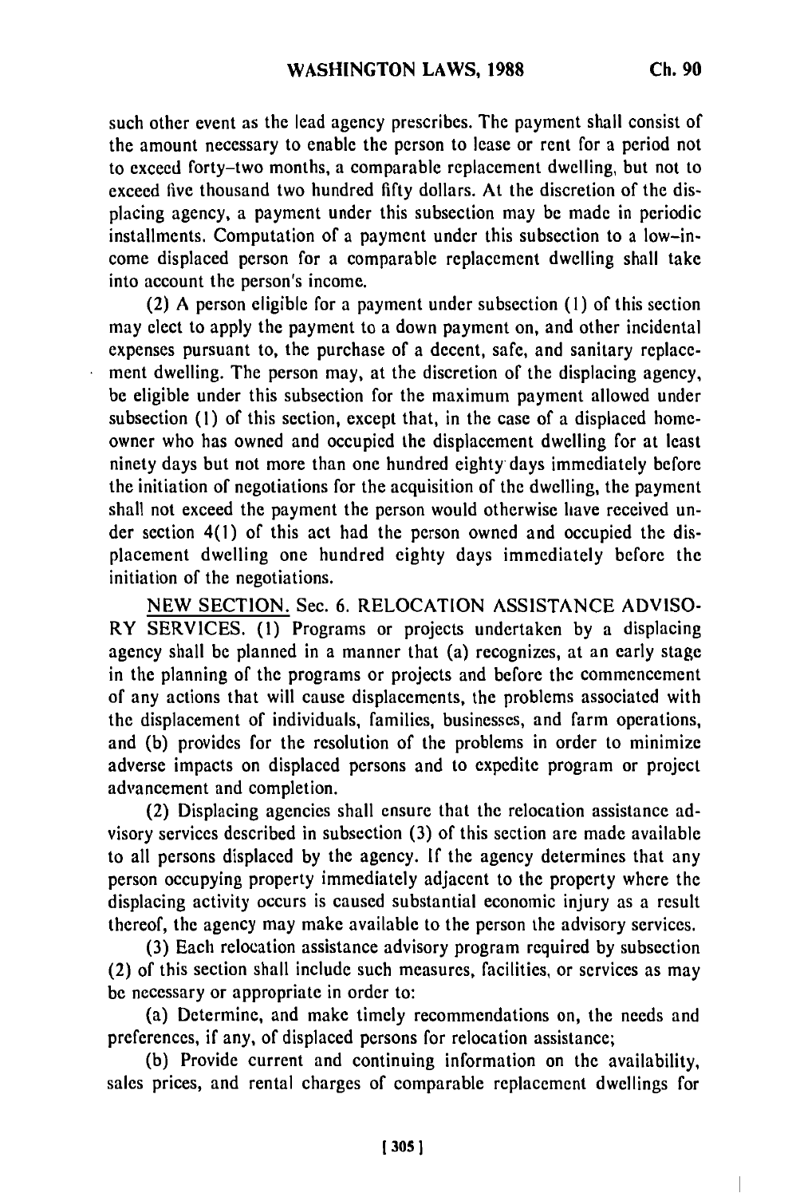such other event as the lead agency prescribes. The payment shall consist of the amount necessary to enable the person to lease or rent for a period not to exceed forty-two months, a comparable replacement dwelling, but not to exceed five thousand two hundred fifty dollars. At the discretion of the displacing agency, a payment under this subsection may be made in periodic installments. Computation of a payment under this subsection to a low-income displaced person for a comparable replacement dwelling shall take into account the person's income.

(2) A person eligible for a payment under subsection (1) of this section may elect to apply the payment to a down payment on, and other incidental expenses pursuant to, the purchase of a decent, safe, and sanitary replacement dwelling. The person may, at the discretion of the displacing agency, be eligible under this subsection for the maximum payment allowed under subsection (1) of this section, except that, in the case of a displaced homeowner who has owned and occupied the displacement dwelling for at least ninety days but not more than one hundred eighty days immediately before the initiation of negotiations for the acquisition of the dwelling, the payment shall not exceed the payment the person would otherwise have received under section 4(1) of this act had the person owned and occupied the displacement dwelling one hundred eighty days immediately before the initiation of the negotiations.

NEW SECTION. Sec. 6. RELOCATION ASSISTANCE ADVISORY SERVICES. (1) Programs or projects undertaken by a displacing agency shall be planned in a manner that (a) recognizes, at an early stage in the planning of the programs or projects and before the commencement of any actions that will cause displacements, the problems associated with the displacement of individuals, families, businesses, and farm operations, and (b) provides for the resolution of the problems in order to minimize adverse impacts on displaced persons and to expedite program or project advancement and completion.

(2) Displacing agencies shall ensure that the relocation assistance advisory services described in subsection (3) of this section are made available to all persons displaced by the agency. If the agency determines that any person occupying property immediately adjacent to the property where the displacing activity occurs is caused substantial economic injury as a result thereof, the agency may make available to the person the advisory services.

(3) Each relocation assistance advisory program required by subsection (2) of this section shall include such measures, facilities, or services as may be necessary or appropriate in order to:

(a) Determine, and make timely recommendations on, the needs and preferences, if any, of displaced persons for relocation assistance;

(b) Provide current and continuing information on the availability, sales prices, and rental charges of comparable replacement dwellings for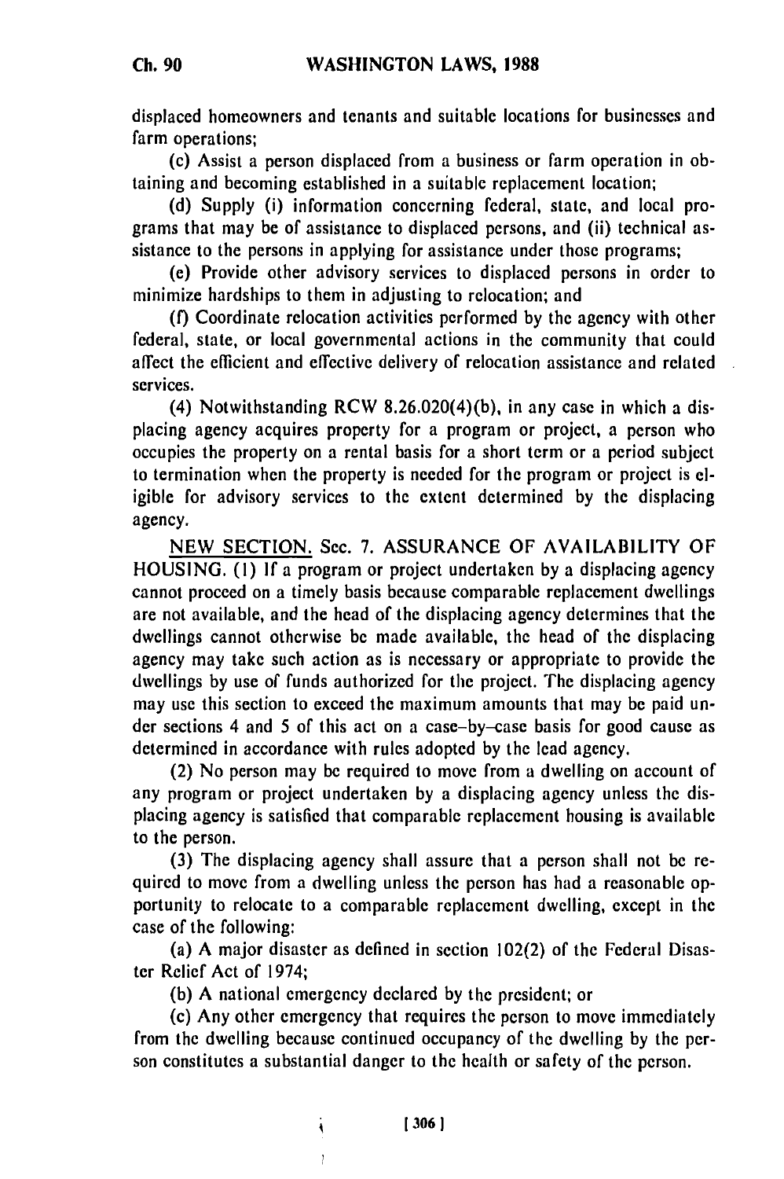displaced homeowners and tenants and suitable locations for businesses and farm operations;

(c) Assist a person displaced from a business or farm operation in obtaining and becoming established in a suitable replacement location;

(d) Supply (i) information concerning federal, state, and local programs that may be of assistance to displaced persons, and (ii) technical assistance to the persons in applying for assistance under those programs;

(e) Provide other advisory services to displaced persons in order to minimize hardships to them in adjusting to relocation; and

(f) Coordinate relocation activities performed by the agency with other federal, state, or local governmental actions in the community that could affect the efficient and effective delivery of relocation assistance and related services.

(4) Notwithstanding RCW 8.26.020(4)(b), in any case in which a displacing agency acquires property for a program or project, a person who occupies the property on a rental basis for a short term or a period subject to termination when the property is needed for the program or project is eligible for advisory services to the extent determined by the displacing agency.

NEW SECTION. Sec. 7. ASSURANCE OF AVAILABILITY OF HOUSING. (1) If a program or project undertaken by a displacing agency cannot proceed on a timely basis because comparable replacement dwellings are not available, and the head of the displacing agency determines that the dwellings cannot otherwise be made available, the head of the displacing agency may take such action as is necessary or appropriate to provide the dwellings by use of funds authorized for the project. The displacing agency may use this section to exceed the maximum amounts that may be paid under sections 4 and 5 of this act on a case-by-case basis for good cause as determined in accordance with rules adopted by the lead agency.

(2) No person may be required to move from a dwelling on account of any program or project undertaken by a displacing agency unless the displacing agency is satisfied that comparable replacement housing is available to the person.

(3) The displacing agency shall assure that a person shall not be required to move from a dwelling unless the person has had a reasonable opportunity to relocate to a comparable replacement dwelling, except in the case of the following:

(a) A major disaster as defined in section 102(2) of the Federal Disaster Relief Act of 1974;

(b) A national emergency declared by the president; or

(c) Any other emergency that requires the person to move immediately from the dwelling because continued occupancy of the dwelling by the person constitutes a substantial danger to the health or safety of the person.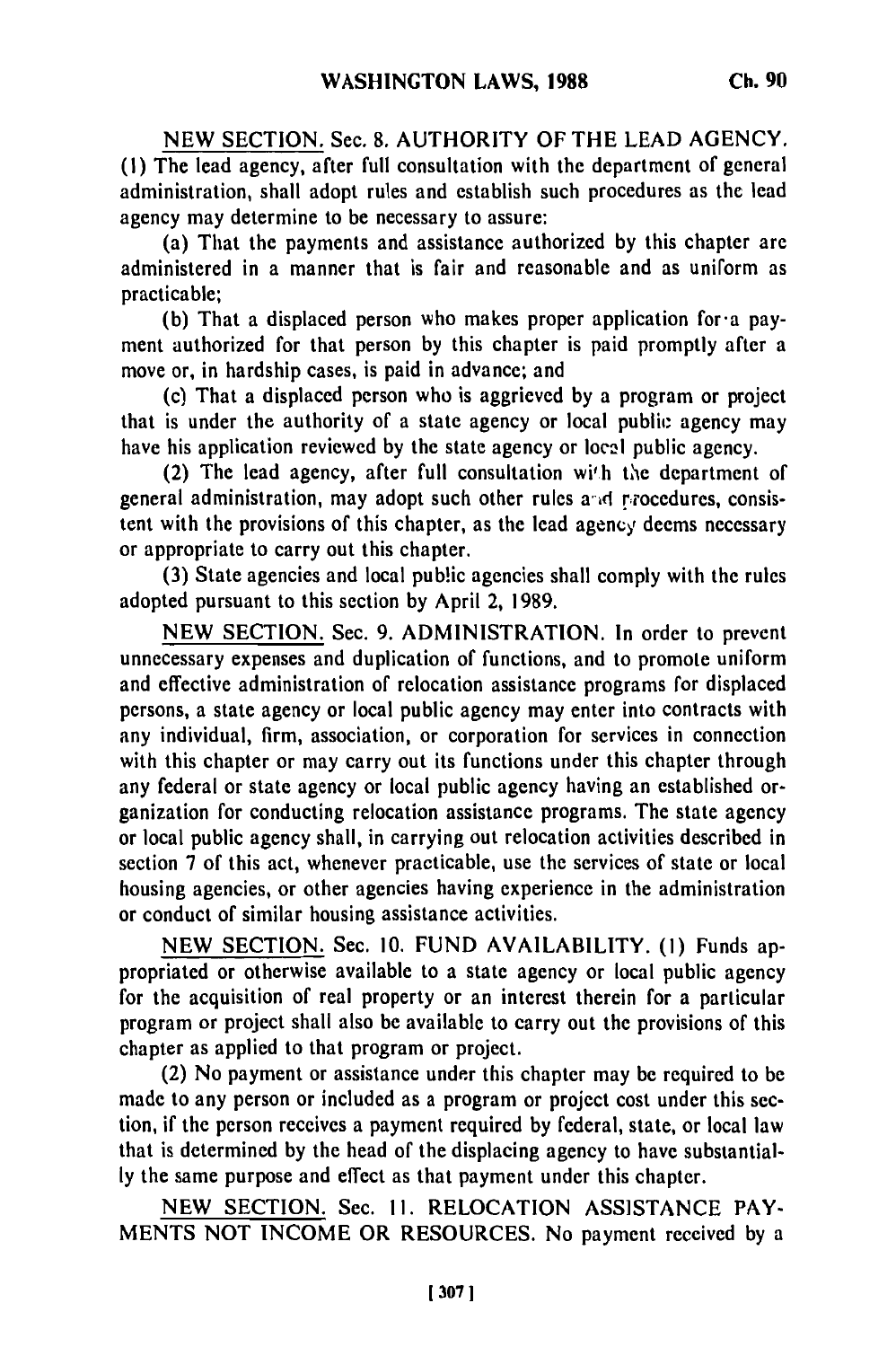NEW SECTION. Sec. 8. AUTHORITY OF THE LEAD AGENCY. (1) The lead agency, after full consultation with the department of general administration, shall adopt rules and establish such procedures as the lead agency may determine to be necessary to assure:

(a) That the payments and assistance authorized by this chapter are administered in a manner that is fair and reasonable and as uniform as practicable;

(b) That a displaced person who makes proper application for a payment authorized for that person by this chapter is paid promptly after a move or, in hardship cases, is paid in advance; and

(c) That a displaced person who is aggrieved by a program or project that is under the authority of a state agency or local public agency may have his application reviewed by the state agency or local public agency.

(2) The lead agency, after full consultation with the department of general administration, may adopt such other rules and procedures, consistent with the provisions of this chapter, as the lead agency deems necessary or appropriate to carry out this chapter.

(3) State agencies and local public agencies shall comply with the rules adopted pursuant to this section by April 2, 1989.

NEW SECTION. Sec. 9. ADMINISTRATION. In order to prevent unnecessary expenses and duplication of functions, and to promote uniform and effective administration of relocation assistance programs for displaced persons, a state agency or local public agency may enter into contracts with any individual, firm, association, or corporation for services in connection with this chapter or may carry out its functions under this chapter through any federal or state agency or local public agency having an established organization for conducting relocation assistance programs. The state agency or local public agency shall, in carrying out relocation activities described in section 7 of this act, whenever practicable, use the services of state or local housing agencies, or other agencies having experience in the administration or conduct of similar housing assistance activities.

NEW SECTION. Sec. 10. FUND AVAILABILITY. (1) Funds appropriated or otherwise available to a state agency or local public agency for the acquisition of real property or an interest therein for a particular program or project shall also be available to carry out the provisions of this chapter as applied to that program or project.

(2) No payment or assistance under this chapter may be required to be made to any person or included as a program or project cost under this section, if the person receives a payment required by federal, state, or local law that is determined by the head of the displacing agency to have substantially the same purpose and effect as that payment under this chapter.

NEW SECTION. Sec. 11. RELOCATION ASSISTANCE PAYMENTS NOT INCOME OR RESOURCES. No payment received by a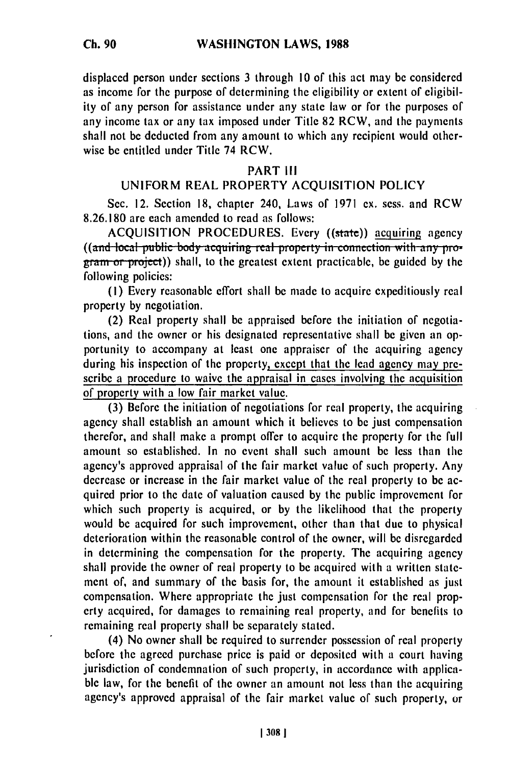displaced person under sections 3 through 10 of this act may be considered as income for the purpose of determining the eligibility or extent of eligibility of any person for assistance under any state law or for the purposes of any income tax or any tax imposed under Title 82 RCW, and the payments shall not be deducted from any amount to which any recipient would otherwise be entitled under Title 74 RCW.

## PART III
## UNIFORM REAL PROPERTY ACQUISITION POLICY

Sec. 12. Section 18, chapter 240, Laws of 1971 ex. sess. and RCW 8.26.180 are each amended to read as follows:

ACQUISITION PROCEDURES. Every ((~~state~~)) acquiring agency ((~~and local public body acquiring real property in connection with any program or project~~)) shall, to the greatest extent practicable, be guided by the following policies:

(1) Every reasonable effort shall be made to acquire expeditiously real property by negotiation.

(2) Real property shall be appraised before the initiation of negotiations, and the owner or his designated representative shall be given an opportunity to accompany at least one appraiser of the acquiring agency during his inspection of the property, except that the lead agency may prescribe a procedure to waive the appraisal in cases involving the acquisition of property with a low fair market value.

(3) Before the initiation of negotiations for real property, the acquiring agency shall establish an amount which it believes to be just compensation therefor, and shall make a prompt offer to acquire the property for the full amount so established. In no event shall such amount be less than the agency's approved appraisal of the fair market value of such property. Any decrease or increase in the fair market value of the real property to be acquired prior to the date of valuation caused by the public improvement for which such property is acquired, or by the likelihood that the property would be acquired for such improvement, other than that due to physical deterioration within the reasonable control of the owner, will be disregarded in determining the compensation for the property. The acquiring agency shall provide the owner of real property to be acquired with a written statement of, and summary of the basis for, the amount it established as just compensation. Where appropriate the just compensation for the real property acquired, for damages to remaining real property, and for benefits to remaining real property shall be separately stated.

(4) No owner shall be required to surrender possession of real property before the agreed purchase price is paid or deposited with a court having jurisdiction of condemnation of such property, in accordance with applicable law, for the benefit of the owner an amount not less than the acquiring agency's approved appraisal of the fair market value of such property, or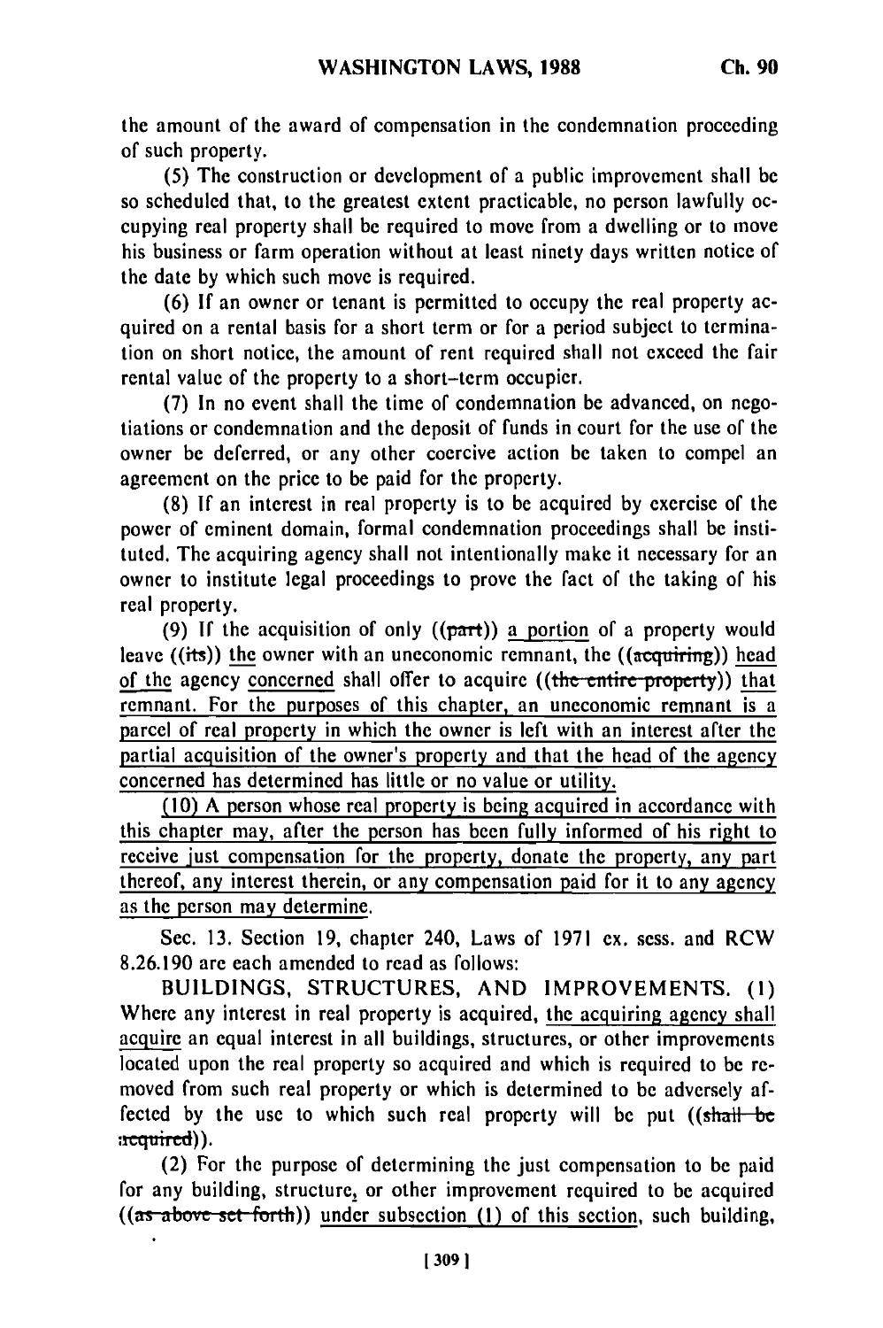the amount of the award of compensation in the condemnation proceeding of such property.

(5) The construction or development of a public improvement shall be so scheduled that, to the greatest extent practicable, no person lawfully occupying real property shall be required to move from a dwelling or to move his business or farm operation without at least ninety days written notice of the date by which such move is required.

(6) If an owner or tenant is permitted to occupy the real property acquired on a rental basis for a short term or for a period subject to termination on short notice, the amount of rent required shall not exceed the fair rental value of the property to a short-term occupier.

(7) In no event shall the time of condemnation be advanced, on negotiations or condemnation and the deposit of funds in court for the use of the owner be deferred, or any other coercive action be taken to compel an agreement on the price to be paid for the property.

(8) If an interest in real property is to be acquired by exercise of the power of eminent domain, formal condemnation proceedings shall be instituted. The acquiring agency shall not intentionally make it necessary for an owner to institute legal proceedings to prove the fact of the taking of his real property.

(9) If the acquisition of only ((~~part~~)) <u>a portion</u> of a property would leave ((~~its~~)) <u>the</u> owner with an uneconomic remnant, the ((~~acquiring~~)) <u>head of the</u> agency <u>concerned</u> shall offer to acquire ((~~the entire property~~)) <u>that remnant. For the purposes of this chapter, an uneconomic remnant is a parcel of real property in which the owner is left with an interest after the partial acquisition of the owner's property and that the head of the agency concerned has determined has little or no value or utility.</u>

<u>(10) A person whose real property is being acquired in accordance with this chapter may, after the person has been fully informed of his right to receive just compensation for the property, donate the property, any part thereof, any interest therein, or any compensation paid for it to any agency as the person may determine.</u>

Sec. 13. Section 19, chapter 240, Laws of 1971 ex. sess. and RCW 8.26.190 are each amended to read as follows:

BUILDINGS, STRUCTURES, AND IMPROVEMENTS. (1) Where any interest in real property is acquired, <u>the acquiring agency shall acquire</u> an equal interest in all buildings, structures, or other improvements located upon the real property so acquired and which is required to be removed from such real property or which is determined to be adversely affected by the use to which such real property will be put ((~~shall be acquired~~)).

(2) For the purpose of determining the just compensation to be paid for any building, structure, or other improvement required to be acquired ((~~as above set forth~~)) <u>under subsection (1) of this section</u>, such building,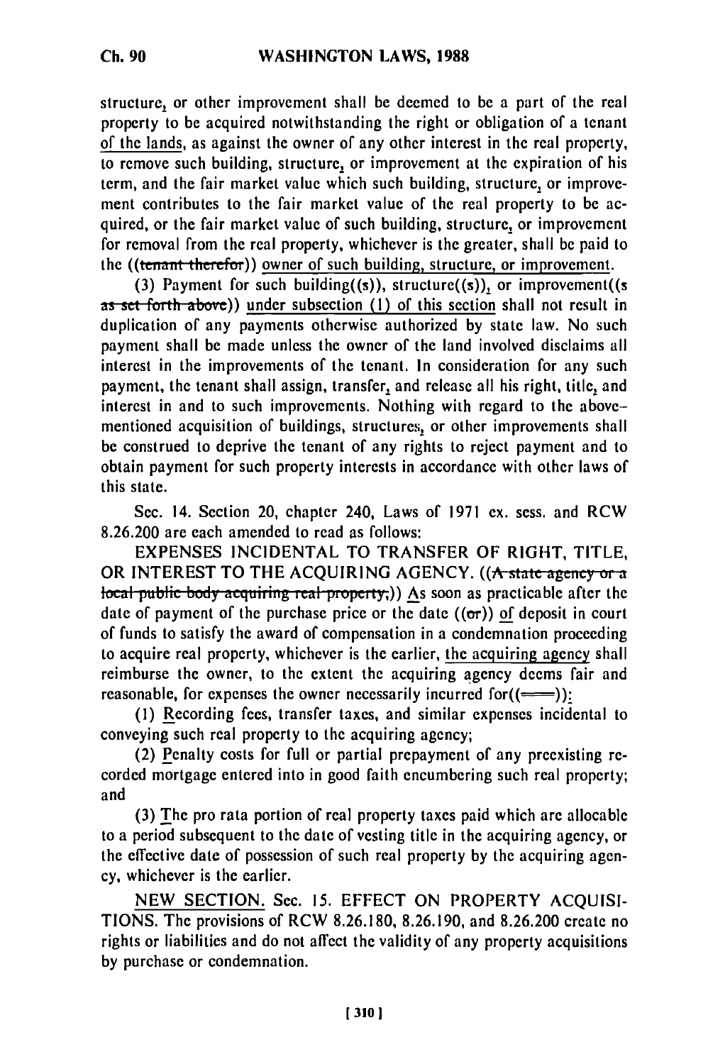structure, or other improvement shall be deemed to be a part of the real property to be acquired notwithstanding the right or obligation of a tenant of the lands, as against the owner of any other interest in the real property, to remove such building, structure, or improvement at the expiration of his term, and the fair market value which such building, structure, or improvement contributes to the fair market value of the real property to be acquired, or the fair market value of such building, structure, or improvement for removal from the real property, whichever is the greater, shall be paid to the ((~~tenant therefor~~)) owner of such building, structure, or improvement.

(3) Payment for such building((~~s~~)), structure((~~s~~)), or improvement((~~s as set forth above~~)) under subsection (1) of this section shall not result in duplication of any payments otherwise authorized by state law. No such payment shall be made unless the owner of the land involved disclaims all interest in the improvements of the tenant. In consideration for any such payment, the tenant shall assign, transfer, and release all his right, title, and interest in and to such improvements. Nothing with regard to the above-mentioned acquisition of buildings, structures, or other improvements shall be construed to deprive the tenant of any rights to reject payment and to obtain payment for such property interests in accordance with other laws of this state.

Sec. 14. Section 20, chapter 240, Laws of 1971 ex. sess. and RCW 8.26.200 are each amended to read as follows:

EXPENSES INCIDENTAL TO TRANSFER OF RIGHT, TITLE, OR INTEREST TO THE ACQUIRING AGENCY. ((~~A state agency or a local public body acquiring real property,~~)) As soon as practicable after the date of payment of the purchase price or the date ((~~or~~)) of deposit in court of funds to satisfy the award of compensation in a condemnation proceeding to acquire real property, whichever is the earlier, the acquiring agency shall reimburse the owner, to the extent the acquiring agency deems fair and reasonable, for expenses the owner necessarily incurred for((~~—~~)):

(1) Recording fees, transfer taxes, and similar expenses incidental to conveying such real property to the acquiring agency;

(2) Penalty costs for full or partial prepayment of any preexisting recorded mortgage entered into in good faith encumbering such real property; and

(3) The pro rata portion of real property taxes paid which are allocable to a period subsequent to the date of vesting title in the acquiring agency, or the effective date of possession of such real property by the acquiring agency, whichever is the earlier.

NEW SECTION. Sec. 15. EFFECT ON PROPERTY ACQUISITIONS. The provisions of RCW 8.26.180, 8.26.190, and 8.26.200 create no rights or liabilities and do not affect the validity of any property acquisitions by purchase or condemnation.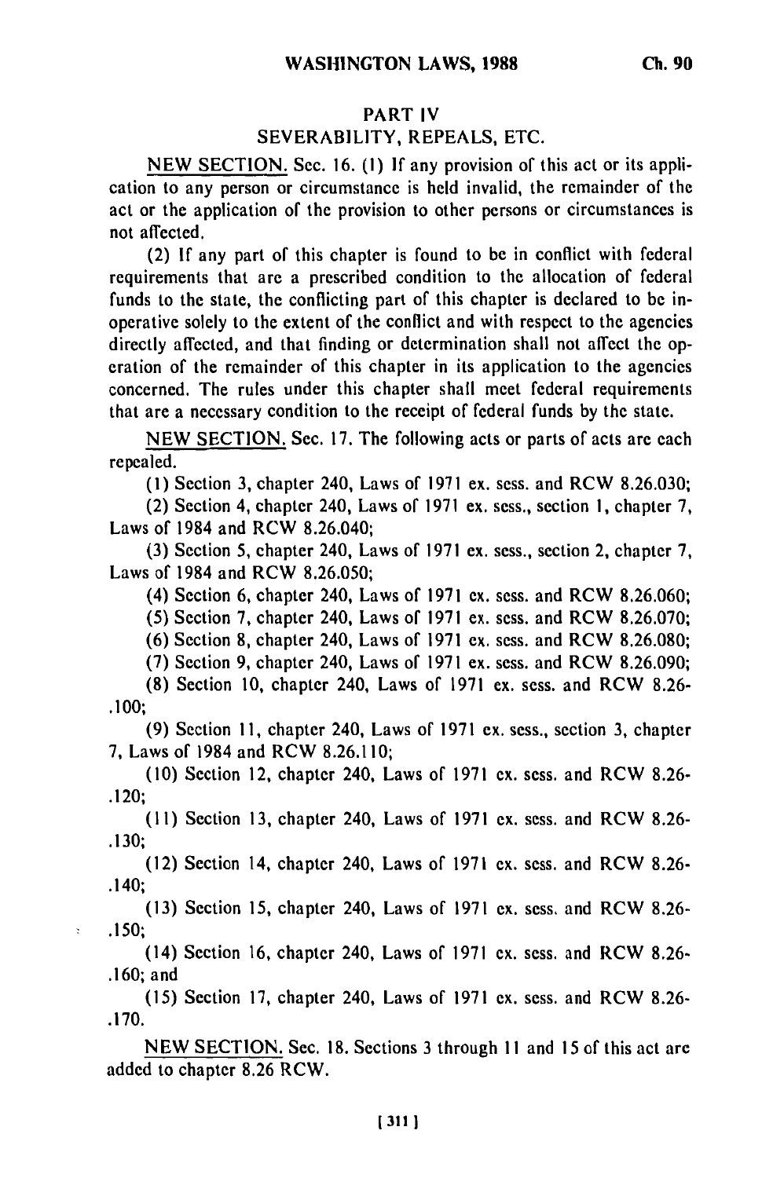## PART IV

## SEVERABILITY, REPEALS, ETC.

NEW SECTION. Sec. 16. (1) If any provision of this act or its application to any person or circumstance is held invalid, the remainder of the act or the application of the provision to other persons or circumstances is not affected.

(2) If any part of this chapter is found to be in conflict with federal requirements that are a prescribed condition to the allocation of federal funds to the state, the conflicting part of this chapter is declared to be inoperative solely to the extent of the conflict and with respect to the agencies directly affected, and that finding or determination shall not affect the operation of the remainder of this chapter in its application to the agencies concerned. The rules under this chapter shall meet federal requirements that are a necessary condition to the receipt of federal funds by the state.

NEW SECTION. Sec. 17. The following acts or parts of acts are each repealed.

(1) Section 3, chapter 240, Laws of 1971 ex. sess. and RCW 8.26.030;

(2) Section 4, chapter 240, Laws of 1971 ex. sess., section 1, chapter 7, Laws of 1984 and RCW 8.26.040;

(3) Section 5, chapter 240, Laws of 1971 ex. sess., section 2, chapter 7, Laws of 1984 and RCW 8.26.050;

(4) Section 6, chapter 240, Laws of 1971 ex. sess. and RCW 8.26.060;

(5) Section 7, chapter 240, Laws of 1971 ex. sess. and RCW 8.26.070;

(6) Section 8, chapter 240, Laws of 1971 ex. sess. and RCW 8.26.080;

(7) Section 9, chapter 240, Laws of 1971 ex. sess. and RCW 8.26.090;

(8) Section 10, chapter 240, Laws of 1971 ex. sess. and RCW 8.26.100;

(9) Section 11, chapter 240, Laws of 1971 ex. sess., section 3, chapter 7, Laws of 1984 and RCW 8.26.110;

(10) Section 12, chapter 240, Laws of 1971 ex. sess. and RCW 8.26.120;

(11) Section 13, chapter 240, Laws of 1971 ex. sess. and RCW 8.26.130;

(12) Section 14, chapter 240, Laws of 1971 ex. sess. and RCW 8.26.140;

(13) Section 15, chapter 240, Laws of 1971 ex. sess. and RCW 8.26.150;

(14) Section 16, chapter 240, Laws of 1971 ex. sess. and RCW 8.26.160; and

(15) Section 17, chapter 240, Laws of 1971 ex. sess. and RCW 8.26.170.

NEW SECTION. Sec. 18. Sections 3 through 11 and 15 of this act are added to chapter 8.26 RCW.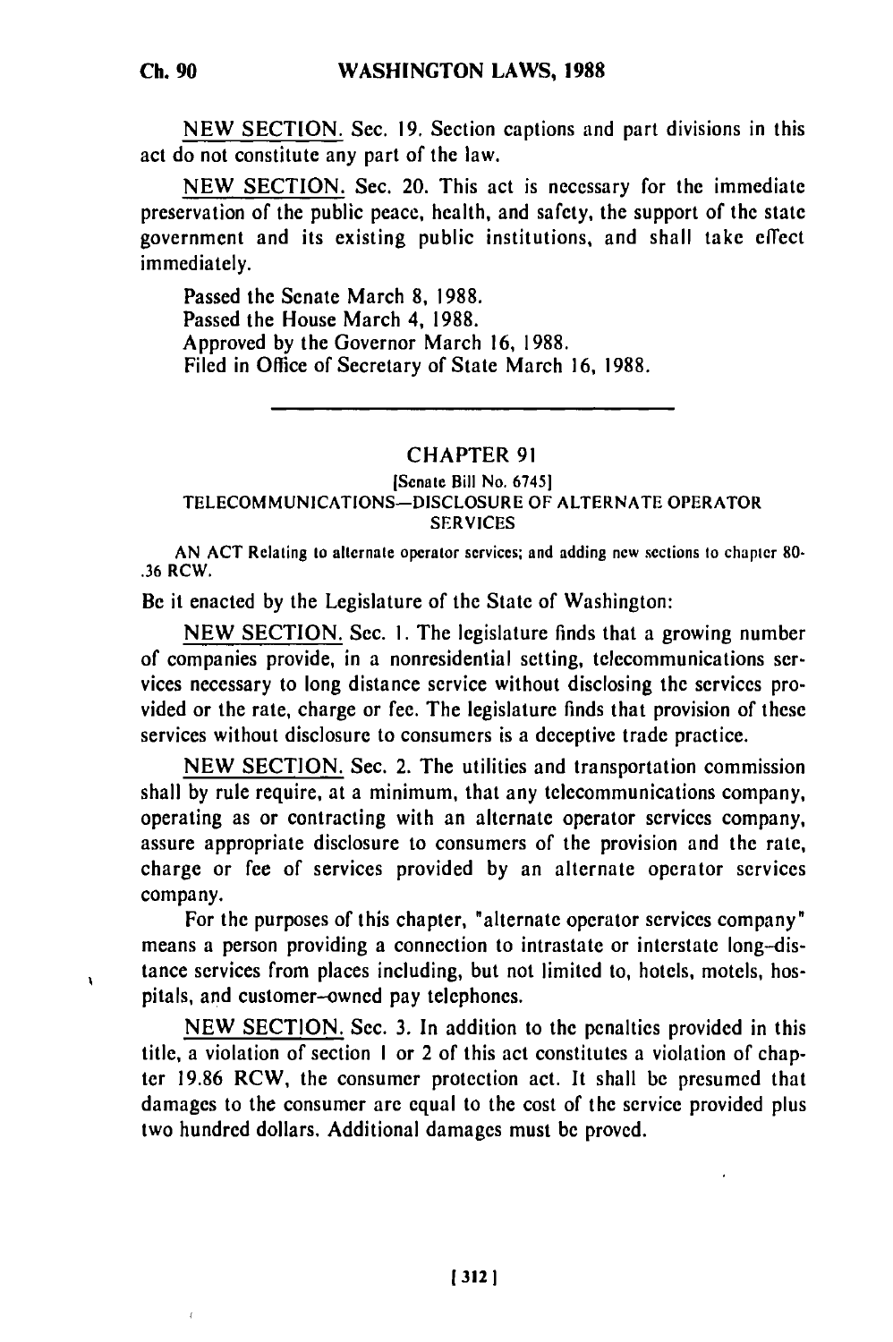NEW SECTION. Sec. 19. Section captions and part divisions in this act do not constitute any part of the law.

NEW SECTION. Sec. 20. This act is necessary for the immediate preservation of the public peace, health, and safety, the support of the state government and its existing public institutions, and shall take effect immediately.

Passed the Senate March 8, 1988.
Passed the House March 4, 1988.
Approved by the Governor March 16, 1988.
Filed in Office of Secretary of State March 16, 1988.

---

## CHAPTER 91

[Senate Bill No. 6745]

### TELECOMMUNICATIONS—DISCLOSURE OF ALTERNATE OPERATOR SERVICES

AN ACT Relating to alternate operator services; and adding new sections to chapter 80-.36 RCW.

Be it enacted by the Legislature of the State of Washington:

NEW SECTION. Sec. 1. The legislature finds that a growing number of companies provide, in a nonresidential setting, telecommunications services necessary to long distance service without disclosing the services provided or the rate, charge or fee. The legislature finds that provision of these services without disclosure to consumers is a deceptive trade practice.

NEW SECTION. Sec. 2. The utilities and transportation commission shall by rule require, at a minimum, that any telecommunications company, operating as or contracting with an alternate operator services company, assure appropriate disclosure to consumers of the provision and the rate, charge or fee of services provided by an alternate operator services company.

For the purposes of this chapter, "alternate operator services company" means a person providing a connection to intrastate or interstate long-distance services from places including, but not limited to, hotels, motels, hospitals, and customer-owned pay telephones.

NEW SECTION. Sec. 3. In addition to the penalties provided in this title, a violation of section 1 or 2 of this act constitutes a violation of chapter 19.86 RCW, the consumer protection act. It shall be presumed that damages to the consumer are equal to the cost of the service provided plus two hundred dollars. Additional damages must be proved.